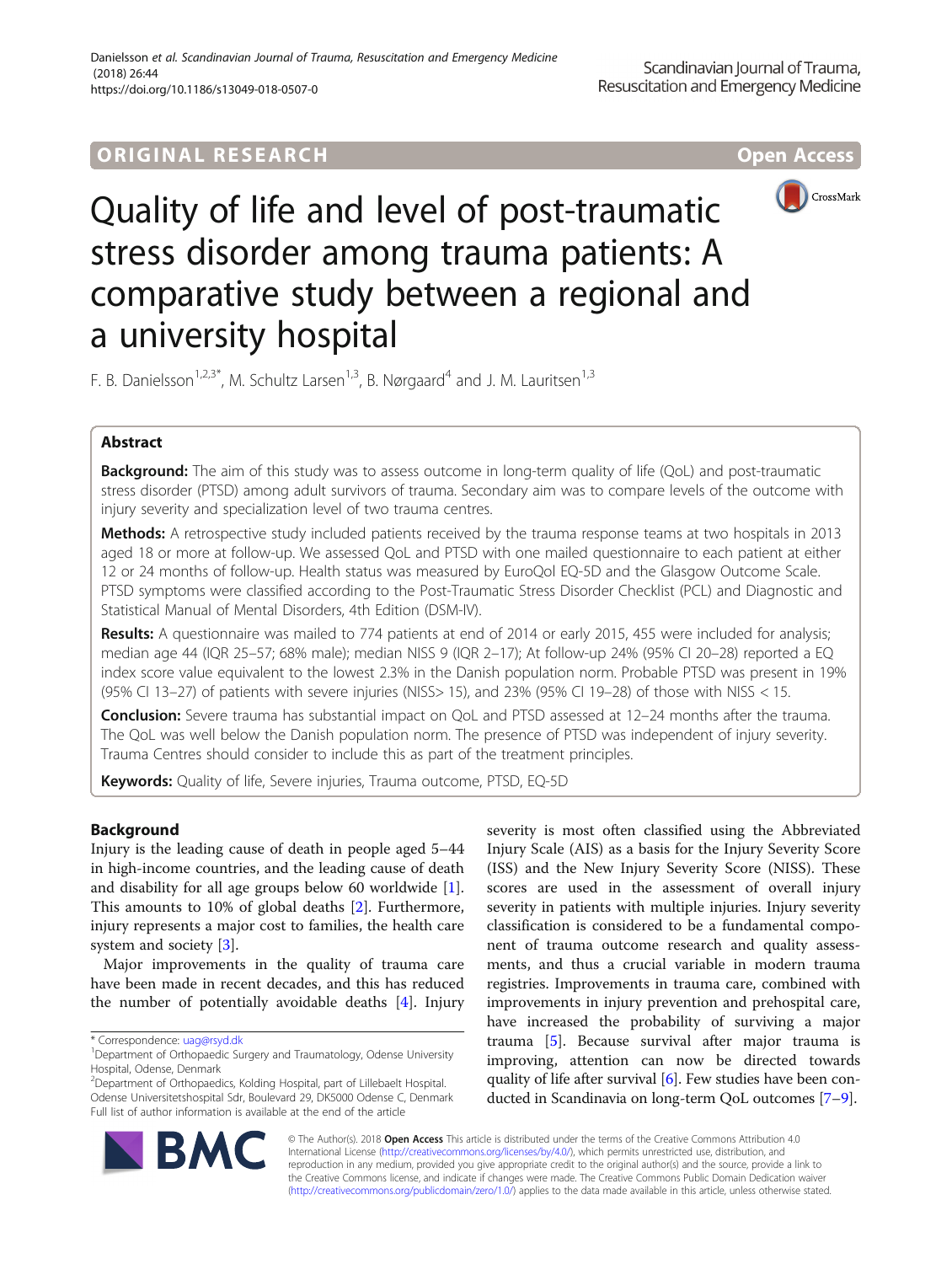ORIGINAL RESEARCH

Open Access

# Quality of life and level of post-traumatic stress disorder among trauma patients: A comparative study between a regional and a university hospital

F. B. Danielsson[1,2,3*], M. Schultz Larsen[1,3], B. Nørgaard[4] and J. M. Lauritsen[1,3]

## Abstract

**Background:** The aim of this study was to assess outcome in long-term quality of life (QoL) and post-traumatic stress disorder (PTSD) among adult survivors of trauma. Secondary aim was to compare levels of the outcome with injury severity and specialization level of two trauma centres.

**Methods:** A retrospective study included patients received by the trauma response teams at two hospitals in 2013 aged 18 or more at follow-up. We assessed QoL and PTSD with one mailed questionnaire to each patient at either 12 or 24 months of follow-up. Health status was measured by EuroQol EQ-5D and the Glasgow Outcome Scale. PTSD symptoms were classified according to the Post-Traumatic Stress Disorder Checklist (PCL) and Diagnostic and Statistical Manual of Mental Disorders, 4th Edition (DSM-IV).

**Results:** A questionnaire was mailed to 774 patients at end of 2014 or early 2015, 455 were included for analysis; median age 44 (IQR 25–57; 68% male); median NISS 9 (IQR 2–17); At follow-up 24% (95% CI 20–28) reported a EQ index score value equivalent to the lowest 2.3% in the Danish population norm. Probable PTSD was present in 19% (95% CI 13–27) of patients with severe injuries (NISS> 15), and 23% (95% CI 19–28) of those with NISS < 15.

**Conclusion:** Severe trauma has substantial impact on QoL and PTSD assessed at 12–24 months after the trauma. The QoL was well below the Danish population norm. The presence of PTSD was independent of injury severity. Trauma Centres should consider to include this as part of the treatment principles.

**Keywords:** Quality of life, Severe injuries, Trauma outcome, PTSD, EQ-5D

## Background

Injury is the leading cause of death in people aged 5–44 in high-income countries, and the leading cause of death and disability for all age groups below 60 worldwide [1]. This amounts to 10% of global deaths [2]. Furthermore, injury represents a major cost to families, the health care system and society [3].

Major improvements in the quality of trauma care have been made in recent decades, and this has reduced the number of potentially avoidable deaths [4]. Injury severity is most often classified using the Abbreviated Injury Scale (AIS) as a basis for the Injury Severity Score (ISS) and the New Injury Severity Score (NISS). These scores are used in the assessment of overall injury severity in patients with multiple injuries. Injury severity classification is considered to be a fundamental component of trauma outcome research and quality assessments, and thus a crucial variable in modern trauma registries. Improvements in trauma care, combined with improvements in injury prevention and prehospital care, have increased the probability of surviving a major trauma [5]. Because survival after major trauma is improving, attention can now be directed towards quality of life after survival [6]. Few studies have been conducted in Scandinavia on long-term QoL outcomes [7–9].

\* Correspondence: uag@rsyd.dk
[1]Department of Orthopaedic Surgery and Traumatology, Odense University Hospital, Odense, Denmark
[2]Department of Orthopaedics, Kolding Hospital, part of Lillebaelt Hospital. Odense Universitetshospital Sdr, Boulevard 29, DK5000 Odense C, Denmark
Full list of author information is available at the end of the article

© The Author(s). 2018 **Open Access** This article is distributed under the terms of the Creative Commons Attribution 4.0 International License (http://creativecommons.org/licenses/by/4.0/), which permits unrestricted use, distribution, and reproduction in any medium, provided you give appropriate credit to the original author(s) and the source, provide a link to the Creative Commons license, and indicate if changes were made. The Creative Commons Public Domain Dedication waiver (http://creativecommons.org/publicdomain/zero/1.0/) applies to the data made available in this article, unless otherwise stated.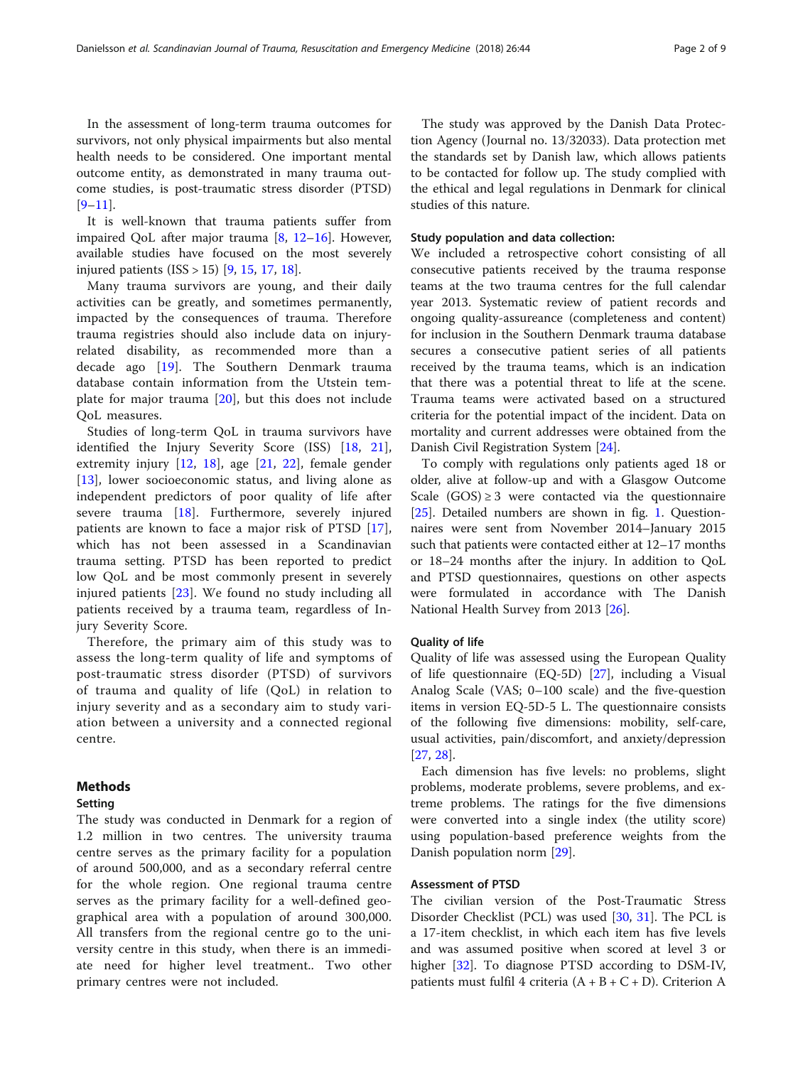In the assessment of long-term trauma outcomes for survivors, not only physical impairments but also mental health needs to be considered. One important mental outcome entity, as demonstrated in many trauma outcome studies, is post-traumatic stress disorder (PTSD) [9–11].

It is well-known that trauma patients suffer from impaired QoL after major trauma [8, 12–16]. However, available studies have focused on the most severely injured patients (ISS > 15) [9, 15, 17, 18].

Many trauma survivors are young, and their daily activities can be greatly, and sometimes permanently, impacted by the consequences of trauma. Therefore trauma registries should also include data on injury-related disability, as recommended more than a decade ago [19]. The Southern Denmark trauma database contain information from the Utstein template for major trauma [20], but this does not include QoL measures.

Studies of long-term QoL in trauma survivors have identified the Injury Severity Score (ISS) [18, 21], extremity injury [12, 18], age [21, 22], female gender [13], lower socioeconomic status, and living alone as independent predictors of poor quality of life after severe trauma [18]. Furthermore, severely injured patients are known to face a major risk of PTSD [17], which has not been assessed in a Scandinavian trauma setting. PTSD has been reported to predict low QoL and be most commonly present in severely injured patients [23]. We found no study including all patients received by a trauma team, regardless of Injury Severity Score.

Therefore, the primary aim of this study was to assess the long-term quality of life and symptoms of post-traumatic stress disorder (PTSD) of survivors of trauma and quality of life (QoL) in relation to injury severity and as a secondary aim to study variation between a university and a connected regional centre.

## Methods

### Setting

The study was conducted in Denmark for a region of 1.2 million in two centres. The university trauma centre serves as the primary facility for a population of around 500,000, and as a secondary referral centre for the whole region. One regional trauma centre serves as the primary facility for a well-defined geographical area with a population of around 300,000. All transfers from the regional centre go to the university centre in this study, when there is an immediate need for higher level treatment.. Two other primary centres were not included.

The study was approved by the Danish Data Protection Agency (Journal no. 13/32033). Data protection met the standards set by Danish law, which allows patients to be contacted for follow up. The study complied with the ethical and legal regulations in Denmark for clinical studies of this nature.

### Study population and data collection:

We included a retrospective cohort consisting of all consecutive patients received by the trauma response teams at the two trauma centres for the full calendar year 2013. Systematic review of patient records and ongoing quality-assureance (completeness and content) for inclusion in the Southern Denmark trauma database secures a consecutive patient series of all patients received by the trauma teams, which is an indication that there was a potential threat to life at the scene. Trauma teams were activated based on a structured criteria for the potential impact of the incident. Data on mortality and current addresses were obtained from the Danish Civil Registration System [24].

To comply with regulations only patients aged 18 or older, alive at follow-up and with a Glasgow Outcome Scale (GOS) ≥ 3 were contacted via the questionnaire [25]. Detailed numbers are shown in fig. 1. Questionnaires were sent from November 2014–January 2015 such that patients were contacted either at 12–17 months or 18–24 months after the injury. In addition to QoL and PTSD questionnaires, questions on other aspects were formulated in accordance with The Danish National Health Survey from 2013 [26].

### Quality of life

Quality of life was assessed using the European Quality of life questionnaire (EQ-5D) [27], including a Visual Analog Scale (VAS; 0–100 scale) and the five-question items in version EQ-5D-5 L. The questionnaire consists of the following five dimensions: mobility, self-care, usual activities, pain/discomfort, and anxiety/depression [27, 28].

Each dimension has five levels: no problems, slight problems, moderate problems, severe problems, and extreme problems. The ratings for the five dimensions were converted into a single index (the utility score) using population-based preference weights from the Danish population norm [29].

### Assessment of PTSD

The civilian version of the Post-Traumatic Stress Disorder Checklist (PCL) was used [30, 31]. The PCL is a 17-item checklist, in which each item has five levels and was assumed positive when scored at level 3 or higher [32]. To diagnose PTSD according to DSM-IV, patients must fulfil 4 criteria (A + B + C + D). Criterion A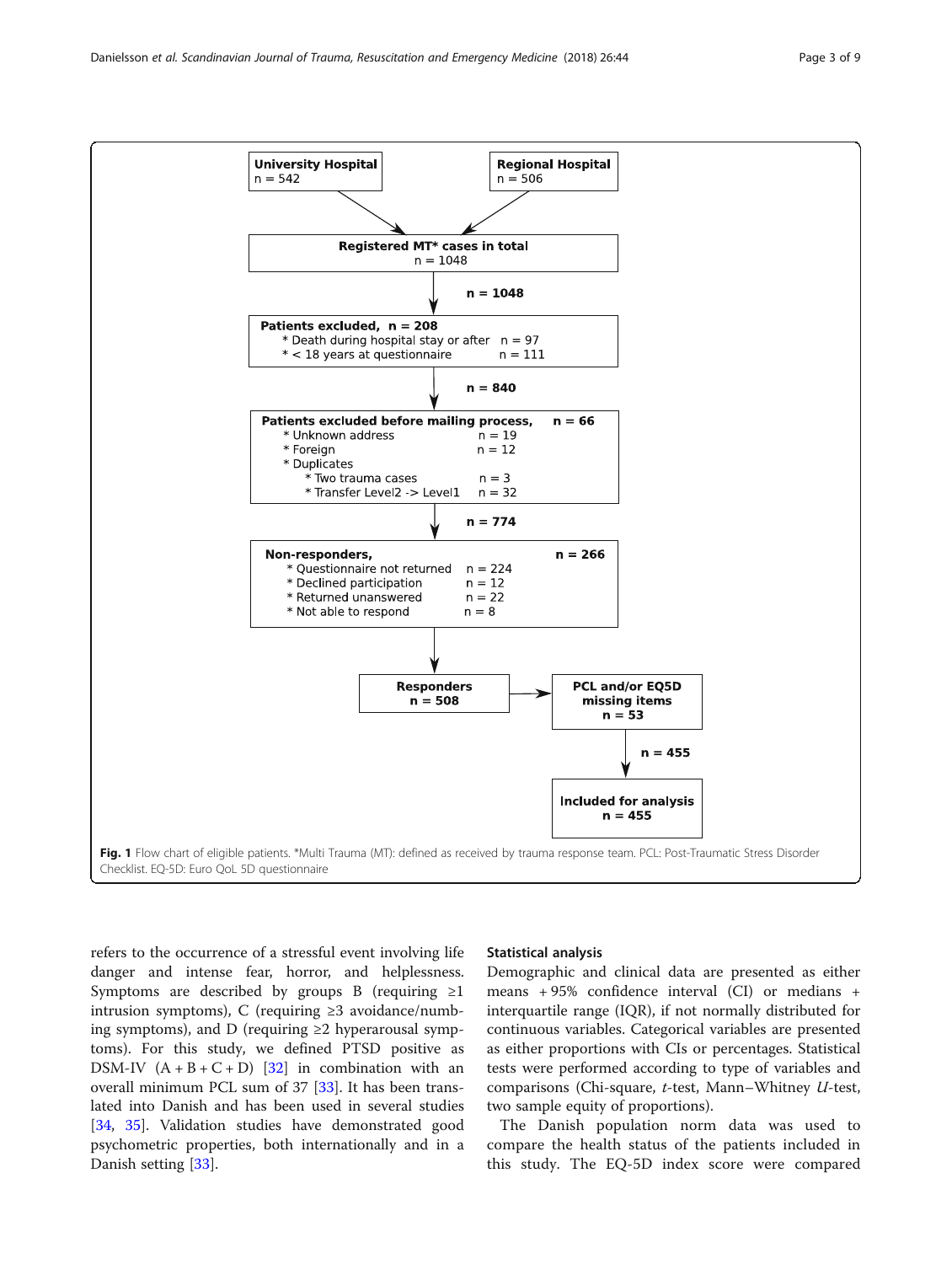University Hospital
n = 542

Regional Hospital
n = 506

Registered MT* cases in total
n = 1048

n = 1048

Patients excluded, n = 208
- * Death during hospital stay or after n = 97
- * < 18 years at questionnaire n = 111

n = 840

Patients excluded before mailing process, n = 66
- * Unknown address n = 19
- * Foreign n = 12
- * Duplicates
  - * Two trauma cases n = 3
  - * Transfer Level2 -> Level1 n = 32

n = 774

Non-responders, n = 266
- * Questionnaire not returned n = 224
- * Declined participation n = 12
- * Returned unanswered n = 22
- * Not able to respond n = 8

Responders
n = 508

PCL and/or EQ5D missing items
n = 53

n = 455

Included for analysis
n = 455

**Fig. 1** Flow chart of eligible patients. *Multi Trauma (MT): defined as received by trauma response team. PCL: Post-Traumatic Stress Disorder Checklist. EQ-5D: Euro QoL 5D questionnaire

refers to the occurrence of a stressful event involving life danger and intense fear, horror, and helplessness. Symptoms are described by groups B (requiring ≥1 intrusion symptoms), C (requiring ≥3 avoidance/numbing symptoms), and D (requiring ≥2 hyperarousal symptoms). For this study, we defined PTSD positive as DSM-IV (A + B + C + D) [32] in combination with an overall minimum PCL sum of 37 [33]. It has been translated into Danish and has been used in several studies [34, 35]. Validation studies have demonstrated good psychometric properties, both internationally and in a Danish setting [33].

### Statistical analysis

Demographic and clinical data are presented as either means + 95% confidence interval (CI) or medians + interquartile range (IQR), if not normally distributed for continuous variables. Categorical variables are presented as either proportions with CIs or percentages. Statistical tests were performed according to type of variables and comparisons (Chi-square, *t*-test, Mann–Whitney *U*-test, two sample equity of proportions).

The Danish population norm data was used to compare the health status of the patients included in this study. The EQ-5D index score were compared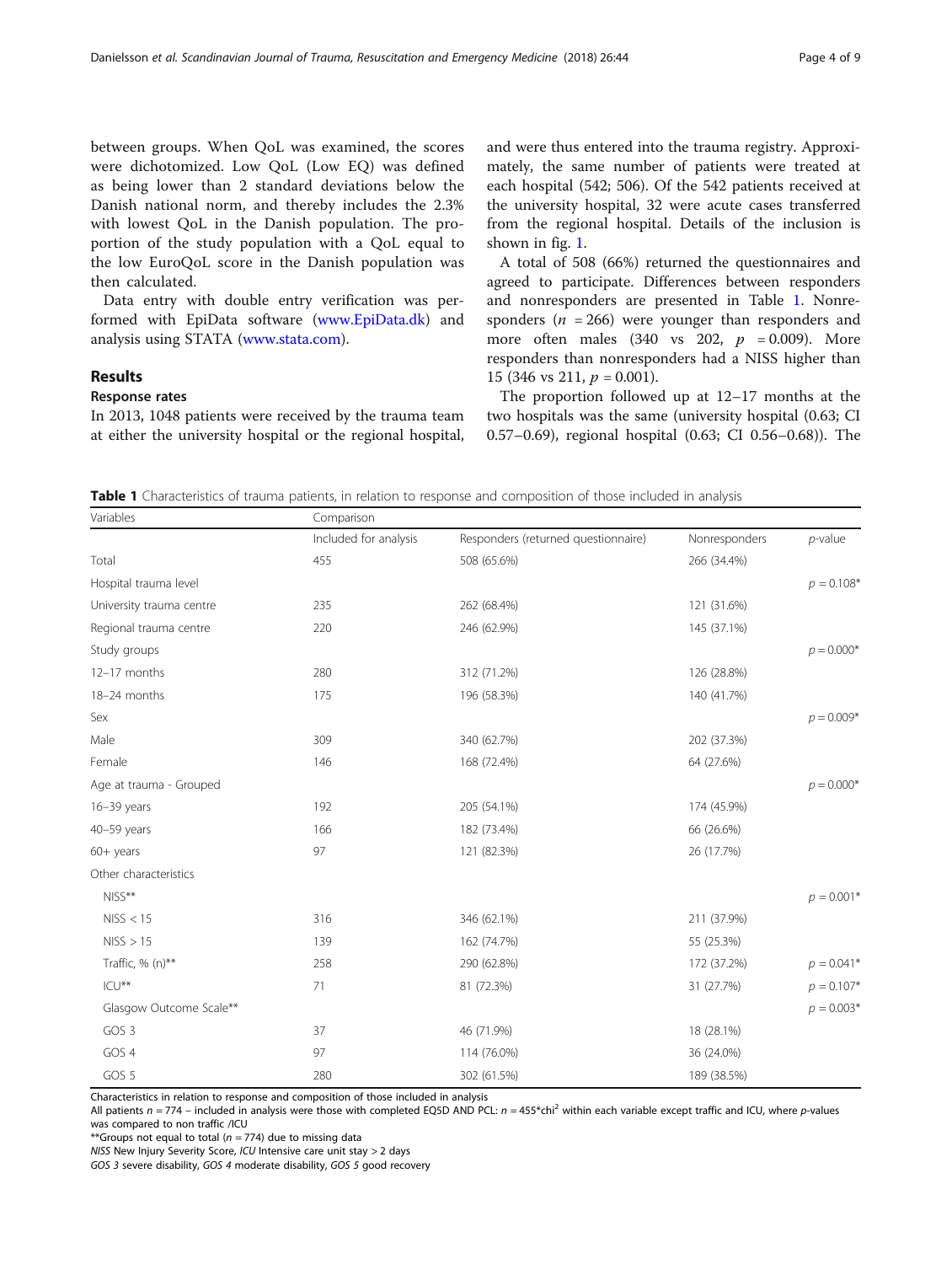between groups. When QoL was examined, the scores were dichotomized. Low QoL (Low EQ) was defined as being lower than 2 standard deviations below the Danish national norm, and thereby includes the 2.3% with lowest QoL in the Danish population. The proportion of the study population with a QoL equal to the low EuroQoL score in the Danish population was then calculated.

Data entry with double entry verification was performed with EpiData software (www.EpiData.dk) and analysis using STATA (www.stata.com).

## Results

### Response rates

In 2013, 1048 patients were received by the trauma team at either the university hospital or the regional hospital, and were thus entered into the trauma registry. Approximately, the same number of patients were treated at each hospital (542; 506). Of the 542 patients received at the university hospital, 32 were acute cases transferred from the regional hospital. Details of the inclusion is shown in fig. 1.

A total of 508 (66%) returned the questionnaires and agreed to participate. Differences between responders and nonresponders are presented in Table 1. Nonresponders ($n = 266$) were younger than responders and more often males (340 vs 202, $p = 0.009$). More responders than nonresponders had a NISS higher than 15 (346 vs 211, $p = 0.001$).

The proportion followed up at 12–17 months at the two hospitals was the same (university hospital (0.63; CI 0.57–0.69), regional hospital (0.63; CI 0.56–0.68)). The

**Table 1** Characteristics of trauma patients, in relation to response and composition of those included in analysis

| Variables | Comparison | | | |
|---|---|---|---|---|
| | Included for analysis | Responders (returned questionnaire) | Nonresponders | *p*-value |
| Total | 455 | 508 (65.6%) | 266 (34.4%) | |
| Hospital trauma level | | | | $p = 0.108$* |
| University trauma centre | 235 | 262 (68.4%) | 121 (31.6%) | |
| Regional trauma centre | 220 | 246 (62.9%) | 145 (37.1%) | |
| Study groups | | | | $p = 0.000$* |
| 12–17 months | 280 | 312 (71.2%) | 126 (28.8%) | |
| 18–24 months | 175 | 196 (58.3%) | 140 (41.7%) | |
| Sex | | | | $p = 0.009$* |
| Male | 309 | 340 (62.7%) | 202 (37.3%) | |
| Female | 146 | 168 (72.4%) | 64 (27.6%) | |
| Age at trauma - Grouped | | | | $p = 0.000$* |
| 16–39 years | 192 | 205 (54.1%) | 174 (45.9%) | |
| 40–59 years | 166 | 182 (73.4%) | 66 (26.6%) | |
| 60+ years | 97 | 121 (82.3%) | 26 (17.7%) | |
| Other characteristics | | | | |
| NISS** | | | | $p = 0.001$* |
| NISS < 15 | 316 | 346 (62.1%) | 211 (37.9%) | |
| NISS > 15 | 139 | 162 (74.7%) | 55 (25.3%) | |
| Traffic, % (n)** | 258 | 290 (62.8%) | 172 (37.2%) | $p = 0.041$* |
| ICU** | 71 | 81 (72.3%) | 31 (27.7%) | $p = 0.107$* |
| Glasgow Outcome Scale** | | | | $p = 0.003$* |
| GOS 3 | 37 | 46 (71.9%) | 18 (28.1%) | |
| GOS 4 | 97 | 114 (76.0%) | 36 (24.0%) | |
| GOS 5 | 280 | 302 (61.5%) | 189 (38.5%) | |

Characteristics in relation to response and composition of those included in analysis

All patients $n = 774$ – included in analysis were those with completed EQ5D AND PCL: $n = 455$*chi$^2$ within each variable except traffic and ICU, where *p*-values was compared to non traffic /ICU

**Groups not equal to total ($n = 774$) due to missing data

*NISS* New Injury Severity Score, *ICU* Intensive care unit stay > 2 days

*GOS 3* severe disability, *GOS 4* moderate disability, *GOS 5* good recovery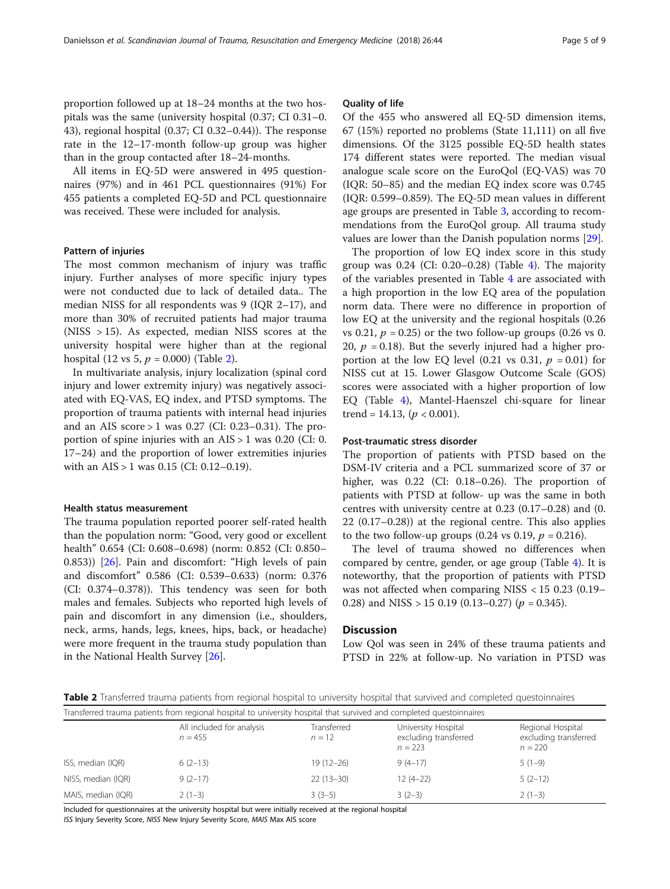proportion followed up at 18–24 months at the two hospitals was the same (university hospital (0.37; CI 0.31–0.43), regional hospital (0.37; CI 0.32–0.44)). The response rate in the 12–17-month follow-up group was higher than in the group contacted after 18–24-months.

All items in EQ-5D were answered in 495 questionnaires (97%) and in 461 PCL questionnaires (91%) For 455 patients a completed EQ-5D and PCL questionnaire was received. These were included for analysis.

### Pattern of injuries

The most common mechanism of injury was traffic injury. Further analyses of more specific injury types were not conducted due to lack of detailed data.. The median NISS for all respondents was 9 (IQR 2–17), and more than 30% of recruited patients had major trauma (NISS > 15). As expected, median NISS scores at the university hospital were higher than at the regional hospital (12 vs 5, $p = 0.000$) (Table 2).

In multivariate analysis, injury localization (spinal cord injury and lower extremity injury) was negatively associated with EQ-VAS, EQ index, and PTSD symptoms. The proportion of trauma patients with internal head injuries and an AIS score > 1 was 0.27 (CI: 0.23–0.31). The proportion of spine injuries with an AIS > 1 was 0.20 (CI: 0.17–24) and the proportion of lower extremities injuries with an AIS > 1 was 0.15 (CI: 0.12–0.19).

### Health status measurement

The trauma population reported poorer self-rated health than the population norm: "Good, very good or excellent health" 0.654 (CI: 0.608–0.698) (norm: 0.852 (CI: 0.850–0.853)) [26]. Pain and discomfort: "High levels of pain and discomfort" 0.586 (CI: 0.539–0.633) (norm: 0.376 (CI: 0.374–0.378)). This tendency was seen for both males and females. Subjects who reported high levels of pain and discomfort in any dimension (i.e., shoulders, neck, arms, hands, legs, knees, hips, back, or headache) were more frequent in the trauma study population than in the National Health Survey [26].

### Quality of life

Of the 455 who answered all EQ-5D dimension items, 67 (15%) reported no problems (State 11,111) on all five dimensions. Of the 3125 possible EQ-5D health states 174 different states were reported. The median visual analogue scale score on the EuroQol (EQ-VAS) was 70 (IQR: 50–85) and the median EQ index score was 0.745 (IQR: 0.599–0.859). The EQ-5D mean values in different age groups are presented in Table 3, according to recommendations from the EuroQol group. All trauma study values are lower than the Danish population norms [29].

The proportion of low EQ index score in this study group was 0.24 (CI: 0.20–0.28) (Table 4). The majority of the variables presented in Table 4 are associated with a high proportion in the low EQ area of the population norm data. There were no difference in proportion of low EQ at the university and the regional hospitals (0.26 vs 0.21, $p = 0.25$) or the two follow-up groups (0.26 vs 0.20, $p = 0.18$). But the severly injured had a higher proportion at the low EQ level (0.21 vs 0.31, $p = 0.01$) for NISS cut at 15. Lower Glasgow Outcome Scale (GOS) scores were associated with a higher proportion of low EQ (Table 4), Mantel-Haenszel chi-square for linear trend = 14.13, ($p < 0.001$).

### Post-traumatic stress disorder

The proportion of patients with PTSD based on the DSM-IV criteria and a PCL summarized score of 37 or higher, was 0.22 (CI: 0.18–0.26). The proportion of patients with PTSD at follow- up was the same in both centres with university centre at 0.23 (0.17–0.28) and (0.22 (0.17–0.28)) at the regional centre. This also applies to the two follow-up groups (0.24 vs 0.19, $p = 0.216$).

The level of trauma showed no differences when compared by centre, gender, or age group (Table 4). It is noteworthy, that the proportion of patients with PTSD was not affected when comparing NISS < 15 0.23 (0.19–0.28) and NISS > 15 0.19 (0.13–0.27) ($p = 0.345$).

## Discussion

Low Qol was seen in 24% of these trauma patients and PTSD in 22% at follow-up. No variation in PTSD was

**Table 2** Transferred trauma patients from regional hospital to university hospital that survived and completed questoinnaires

| Transferred trauma patients from regional hospital to university hospital that survived and completed questoinnaires | | | | |
|---|---|---|---|---|
| | All included for analysis $n = 455$ | Transferred $n = 12$ | University Hospital excluding transferred $n = 223$ | Regional Hospital excluding transferred $n = 220$ |
| ISS, median (IQR) | 6 (2–13) | 19 (12–26) | 9 (4–17) | 5 (1–9) |
| NISS, median (IQR) | 9 (2–17) | 22 (13–30) | 12 (4–22) | 5 (2–12) |
| MAIS, median (IQR) | 2 (1–3) | 3 (3–5) | 3 (2–3) | 2 (1–3) |

Included for questionnaires at the university hospital but were initially received at the regional hospital

*ISS* Injury Severity Score, *NISS* New Injury Severity Score, *MAIS* Max AIS score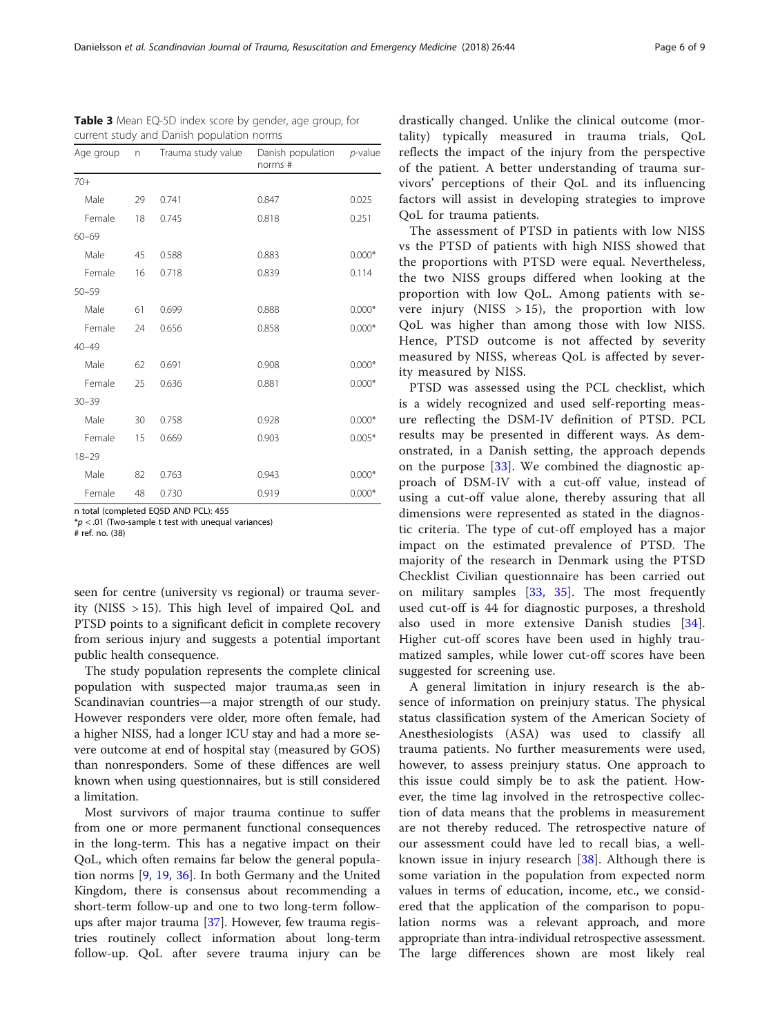**Table 3** Mean EQ-5D index score by gender, age group, for current study and Danish population norms

| Age group | n | Trauma study value | Danish population norms # | *p*-value |
|---|---|---|---|---|
| 70+ | | | | |
| Male | 29 | 0.741 | 0.847 | 0.025 |
| Female | 18 | 0.745 | 0.818 | 0.251 |
| 60–69 | | | | |
| Male | 45 | 0.588 | 0.883 | 0.000* |
| Female | 16 | 0.718 | 0.839 | 0.114 |
| 50–59 | | | | |
| Male | 61 | 0.699 | 0.888 | 0.000* |
| Female | 24 | 0.656 | 0.858 | 0.000* |
| 40–49 | | | | |
| Male | 62 | 0.691 | 0.908 | 0.000* |
| Female | 25 | 0.636 | 0.881 | 0.000* |
| 30–39 | | | | |
| Male | 30 | 0.758 | 0.928 | 0.000* |
| Female | 15 | 0.669 | 0.903 | 0.005* |
| 18–29 | | | | |
| Male | 82 | 0.763 | 0.943 | 0.000* |
| Female | 48 | 0.730 | 0.919 | 0.000* |

n total (completed EQ5D AND PCL): 455
*$p < .01$ (Two-sample t test with unequal variances)
# ref. no. (38)

seen for centre (university vs regional) or trauma severity (NISS > 15). This high level of impaired QoL and PTSD points to a significant deficit in complete recovery from serious injury and suggests a potential important public health consequence.

The study population represents the complete clinical population with suspected major trauma,as seen in Scandinavian countries—a major strength of our study. However responders vere older, more often female, had a higher NISS, had a longer ICU stay and had a more severe outcome at end of hospital stay (measured by GOS) than nonresponders. Some of these diffences are well known when using questionnaires, but is still considered a limitation.

Most survivors of major trauma continue to suffer from one or more permanent functional consequences in the long-term. This has a negative impact on their QoL, which often remains far below the general population norms [9, 19, 36]. In both Germany and the United Kingdom, there is consensus about recommending a short-term follow-up and one to two long-term follow-ups after major trauma [37]. However, few trauma registries routinely collect information about long-term follow-up. QoL after severe trauma injury can be drastically changed. Unlike the clinical outcome (mortality) typically measured in trauma trials, QoL reflects the impact of the injury from the perspective of the patient. A better understanding of trauma survivors' perceptions of their QoL and its influencing factors will assist in developing strategies to improve QoL for trauma patients.

The assessment of PTSD in patients with low NISS vs the PTSD of patients with high NISS showed that the proportions with PTSD were equal. Nevertheless, the two NISS groups differed when looking at the proportion with low QoL. Among patients with severe injury (NISS > 15), the proportion with low QoL was higher than among those with low NISS. Hence, PTSD outcome is not affected by severity measured by NISS, whereas QoL is affected by severity measured by NISS.

PTSD was assessed using the PCL checklist, which is a widely recognized and used self-reporting measure reflecting the DSM-IV definition of PTSD. PCL results may be presented in different ways. As demonstrated, in a Danish setting, the approach depends on the purpose [33]. We combined the diagnostic approach of DSM-IV with a cut-off value, instead of using a cut-off value alone, thereby assuring that all dimensions were represented as stated in the diagnostic criteria. The type of cut-off employed has a major impact on the estimated prevalence of PTSD. The majority of the research in Denmark using the PTSD Checklist Civilian questionnaire has been carried out on military samples [33, 35]. The most frequently used cut-off is 44 for diagnostic purposes, a threshold also used in more extensive Danish studies [34]. Higher cut-off scores have been used in highly traumatized samples, while lower cut-off scores have been suggested for screening use.

A general limitation in injury research is the absence of information on preinjury status. The physical status classification system of the American Society of Anesthesiologists (ASA) was used to classify all trauma patients. No further measurements were used, however, to assess preinjury status. One approach to this issue could simply be to ask the patient. However, the time lag involved in the retrospective collection of data means that the problems in measurement are not thereby reduced. The retrospective nature of our assessment could have led to recall bias, a well-known issue in injury research [38]. Although there is some variation in the population from expected norm values in terms of education, income, etc., we considered that the application of the comparison to population norms was a relevant approach, and more appropriate than intra-individual retrospective assessment. The large differences shown are most likely real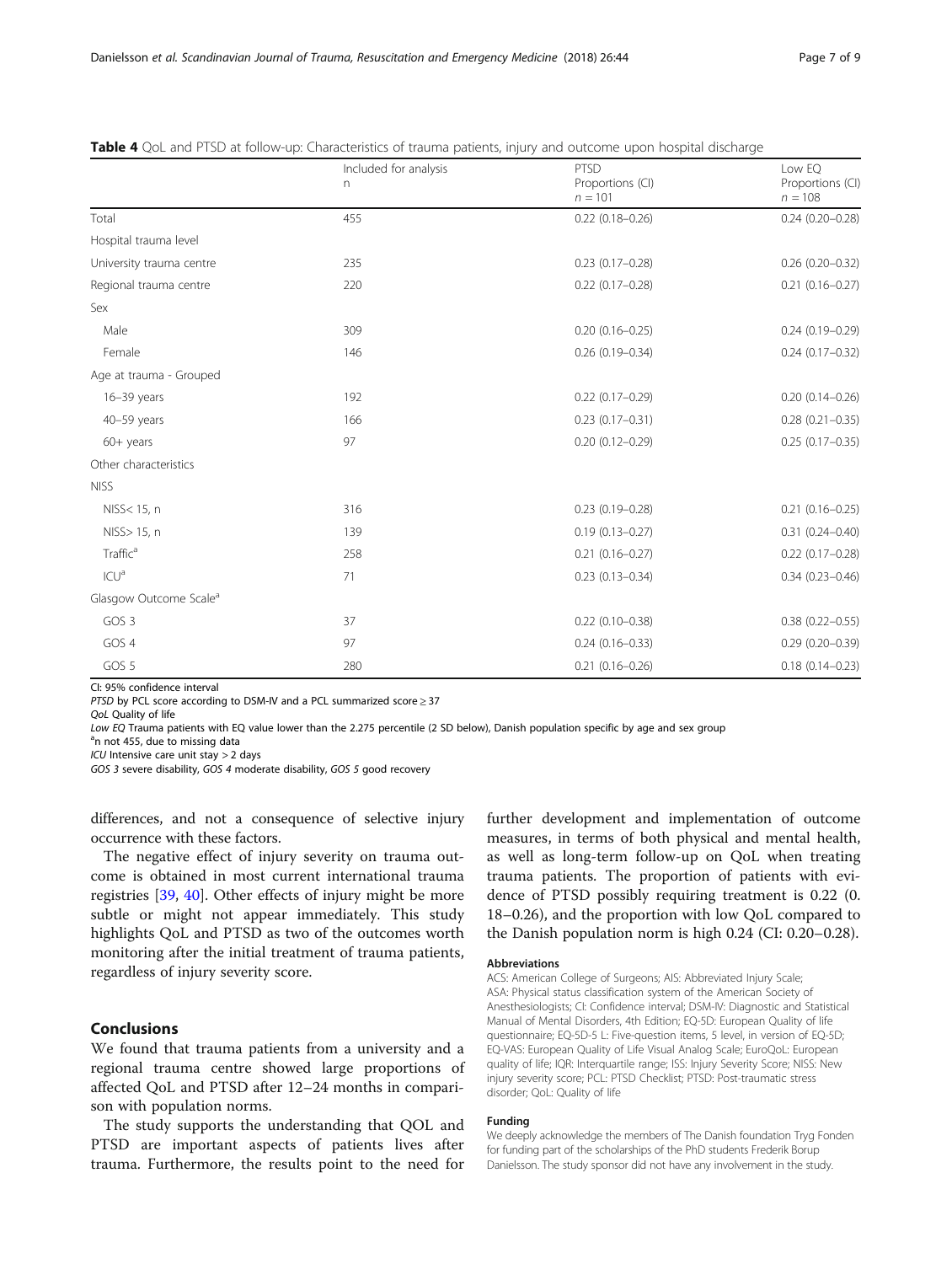**Table 4** QoL and PTSD at follow-up: Characteristics of trauma patients, injury and outcome upon hospital discharge

| | Included for analysis n | PTSD Proportions (CI) $n = 101$ | Low EQ Proportions (CI) $n = 108$ |
|---|---|---|---|
| Total | 455 | 0.22 (0.18–0.26) | 0.24 (0.20–0.28) |
| Hospital trauma level | | | |
| University trauma centre | 235 | 0.23 (0.17–0.28) | 0.26 (0.20–0.32) |
| Regional trauma centre | 220 | 0.22 (0.17–0.28) | 0.21 (0.16–0.27) |
| Sex | | | |
| Male | 309 | 0.20 (0.16–0.25) | 0.24 (0.19–0.29) |
| Female | 146 | 0.26 (0.19–0.34) | 0.24 (0.17–0.32) |
| Age at trauma - Grouped | | | |
| 16–39 years | 192 | 0.22 (0.17–0.29) | 0.20 (0.14–0.26) |
| 40–59 years | 166 | 0.23 (0.17–0.31) | 0.28 (0.21–0.35) |
| 60+ years | 97 | 0.20 (0.12–0.29) | 0.25 (0.17–0.35) |
| Other characteristics | | | |
| NISS | | | |
| NISS< 15, n | 316 | 0.23 (0.19–0.28) | 0.21 (0.16–0.25) |
| NISS> 15, n | 139 | 0.19 (0.13–0.27) | 0.31 (0.24–0.40) |
| Traffic[a] | 258 | 0.21 (0.16–0.27) | 0.22 (0.17–0.28) |
| ICU[a] | 71 | 0.23 (0.13–0.34) | 0.34 (0.23–0.46) |
| Glasgow Outcome Scale[a] | | | |
| GOS 3 | 37 | 0.22 (0.10–0.38) | 0.38 (0.22–0.55) |
| GOS 4 | 97 | 0.24 (0.16–0.33) | 0.29 (0.20–0.39) |
| GOS 5 | 280 | 0.21 (0.16–0.26) | 0.18 (0.14–0.23) |

CI: 95% confidence interval
*PTSD* by PCL score according to DSM-IV and a PCL summarized score ≥ 37
*QoL* Quality of life
*Low EQ* Trauma patients with EQ value lower than the 2.275 percentile (2 SD below), Danish population specific by age and sex group
[a]n not 455, due to missing data
*ICU* Intensive care unit stay > 2 days
*GOS 3* severe disability, *GOS 4* moderate disability, *GOS 5* good recovery

differences, and not a consequence of selective injury occurrence with these factors.

The negative effect of injury severity on trauma outcome is obtained in most current international trauma registries [39, 40]. Other effects of injury might be more subtle or might not appear immediately. This study highlights QoL and PTSD as two of the outcomes worth monitoring after the initial treatment of trauma patients, regardless of injury severity score.

## Conclusions

We found that trauma patients from a university and a regional trauma centre showed large proportions of affected QoL and PTSD after 12–24 months in comparison with population norms.

The study supports the understanding that QOL and PTSD are important aspects of patients lives after trauma. Furthermore, the results point to the need for further development and implementation of outcome measures, in terms of both physical and mental health, as well as long-term follow-up on QoL when treating trauma patients. The proportion of patients with evidence of PTSD possibly requiring treatment is 0.22 (0. 18–0.26), and the proportion with low QoL compared to the Danish population norm is high 0.24 (CI: 0.20–0.28).

### Abbreviations

ACS: American College of Surgeons; AIS: Abbreviated Injury Scale; ASA: Physical status classification system of the American Society of Anesthesiologists; CI: Confidence interval; DSM-IV: Diagnostic and Statistical Manual of Mental Disorders, 4th Edition; EQ-5D: European Quality of life questionnaire; EQ-5D-5 L: Five-question items, 5 level, in version of EQ-5D; EQ-VAS: European Quality of Life Visual Analog Scale; EuroQoL: European quality of life; IQR: Interquartile range; ISS: Injury Severity Score; NISS: New injury severity score; PCL: PTSD Checklist; PTSD: Post-traumatic stress disorder; QoL: Quality of life

### Funding

We deeply acknowledge the members of The Danish foundation Tryg Fonden for funding part of the scholarships of the PhD students Frederik Borup Danielsson. The study sponsor did not have any involvement in the study.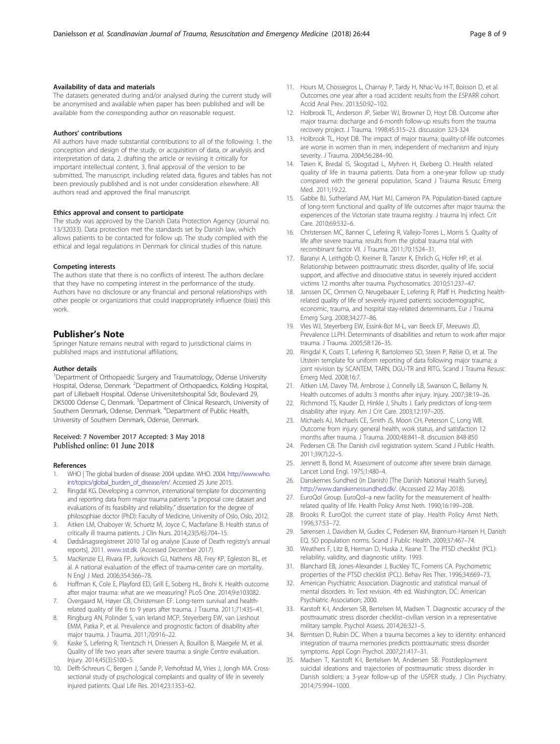#### Availability of data and materials

The datasets generated during and/or analysed during the current study will be anonymised and available when paper has been published and will be available from the corresponding author on reasonable request.

#### Authors' contributions

All authors have made substantial contributions to all of the following: 1. the conception and design of the study, or acquisition of data, or analysis and interpretation of data, 2. drafting the article or revising it critically for important intellectual content, 3. final approval of the version to be submitted. The manuscript, including related data, figures and tables has not been previously published and is not under consideration elsewhere. All authors read and approved the final manuscript.

#### Ethics approval and consent to participate

The study was approved by the Danish Data Protection Agency (Journal no. 13/32033). Data protection met the standards set by Danish law, which allows patients to be contacted for follow up. The study complied with the ethical and legal regulations in Denmark for clinical studies of this nature.

#### Competing interests

The authors state that there is no conflicts of interest. The authors declare that they have no competing interest in the performance of the study. Authors have no disclosure or any financial and personal relationships with other people or organizations that could inappropriately influence (bias) this work.

## Publisher's Note

Springer Nature remains neutral with regard to jurisdictional claims in published maps and institutional affiliations.

#### Author details

[1]Department of Orthopaedic Surgery and Traumatology, Odense University Hospital, Odense, Denmark. [2]Department of Orthopaedics, Kolding Hospital, part of Lillebaelt Hospital. Odense Universitetshospital Sdr, Boulevard 29, DK5000 Odense C, Denmark. [3]Department of Clinical Research, University of Southern Denmark, Odense, Denmark. [4]Department of Public Health, University of Southern Denmark, Odense, Denmark.

Received: 7 November 2017 Accepted: 3 May 2018
Published online: 01 June 2018

#### References

1. WHO | The global burden of disease: 2004 update. WHO. 2004. http://www.who.int/topics/global_burden_of_disease/en/. Accessed 25 June 2015.
2. Ringdal KG. Developing a common, international template for docomenting and reporting data from major trauma patients "a proposal core dataset and evaluations of its feasibility and reliability." dissertation for the degree of philosophiae doctor (PhD): Faculty of Medicine, University of Oslo, Oslo, 2012.
3. Aitken LM, Chaboyer W, Schuetz M, Joyce C, Macfarlane B. Health status of critically ill trauma patients. J Clin Nurs. 2014;23(5/6):704–15.
4. Dødsårsagsregistreret 2010 Tal og analyse [Cause of Death registry's annual reports]. 2011. www.sst.dk. (Accessed December 2017).
5. MacKenzie EJ, Rivara FP, Jurkovich GJ, Nathens AB, Frey KP, Egleston BL, et al. A national evaluation of the effect of trauma-center care on mortality. N Engl J Med. 2006;354:366–78.
6. Hoffman K, Cole E, Playford ED, Grill E, Soberg HL, Brohi K. Health outcome after major trauma: what are we measuring? PLoS One. 2014;9:e103082.
7. Overgaard M, Høyer CB, Christensen EF. Long-term survival and health-related quality of life 6 to 9 years after trauma. J Trauma. 2011;71:435–41.
8. Ringburg AN, Polinder S, van Ierland MCP, Steyerberg EW, van Lieshout EMM, Patka P, et al. Prevalence and prognostic factors of disability after major trauma. J Trauma. 2011;70:916–22.
9. Kaske S, Lefering R, Trentzsch H, Driessen A, Bouillon B, Maegele M, et al. Quality of life two years after severe trauma: a single Centre evaluation. Injury. 2014;45(3):S100–5.
10. Delft-Schreurs C, Bergen J, Sande P, Verhofstad M, Vries J, Jongh MA. Cross-sectional study of psychological complaints and quality of life in severely injured patients. Qual Life Res. 2014;23:1353–62.
11. Hours M, Chossegros L, Charnay P, Tardy H, Nhac-Vu H-T, Boisson D, et al. Outcomes one year after a road accident: results from the ESPARR cohort. Accid Anal Prev. 2013;50:92–102.
12. Holbrook TL, Anderson JP, Sieber WJ, Browner D, Hoyt DB. Outcome after major trauma: discharge and 6-month follow-up results from the trauma recovery project. J Trauma. 1998;45:315–23. discussion 323-324
13. Holbrook TL, Hoyt DB. The impact of major trauma: quality-of-life outcomes are worse in women than in men, independent of mechanism and injury severity. J Trauma. 2004;56:284–90.
14. Tøien K, Bredal IS, Skogstad L, Myhren H, Ekeberg O. Health related quality of life in trauma patients. Data from a one-year follow up study compared with the general population. Scand J Trauma Resusc Emerg Med. 2011;19:22.
15. Gabbe BJ, Sutherland AM, Hart MJ, Cameron PA. Population-based capture of long-term functional and quality of life outcomes after major trauma: the experiences of the Victorian state trauma registry. J trauma Inj infect. Crit Care. 2010;69:532–6.
16. Christensen MC, Banner C, Lefering R, Vallejo-Torres L, Morris S. Quality of life after severe trauma: results from the global trauma trial with recombinant factor VII. J Trauma. 2011;70:1524–31.
17. Baranyi A, Leithgöb O, Kreiner B, Tanzer K, Ehrlich G, Hofer HP, et al. Relationship between posttraumatic stress disorder, quality of life, social support, and affective and dissociative status in severely injured accident victims 12 months after trauma. Psychosomatics. 2010;51:237–47.
18. Janssen DC, Ommen O, Neugebauer E, Lefering R, Pfaff H. Predicting health-related quality of life of severely injured patients: sociodemographic, economic, trauma, and hospital stay-related determinants. Eur J Trauma Emerg Surg. 2008;34:277–86.
19. Vles WJ, Steyerberg EW, Essink-Bot M-L, van Beeck EF, Meeuwis JD, Prevalence LLPH. Determinants of disabilities and return to work after major trauma. J Trauma. 2005;58:126–35.
20. Ringdal K, Coats T, Lefering R, Bartolomeo SD, Steen P, Røise O, et al. The Utstein template for uniform reporting of data following major trauma: a joint revision by SCANTEM, TARN, DGU-TR and RITG. Scand J Trauma Resusc Emerg Med. 2008;16:7.
21. Aitken LM, Davey TM, Ambrose J, Connelly LB, Swanson C, Bellamy N. Health outcomes of adults 3 months after injury. Injury. 2007;38:19–26.
22. Richmond TS, Kauder D, Hinkle J, Shults J. Early predictors of long-term disability after injury. Am J Crit Care. 2003;12:197–205.
23. Michaels AJ, Michaels CE, Smith JS, Moon CH, Peterson C, Long WB. Outcome from injury: general health, work status, and satisfaction 12 months after trauma. J Trauma. 2000;48:841–8. discussion 848-850
24. Pedersen CB. The Danish civil registration system. Scand J Public Health. 2011;39(7):22–5.
25. Jennett B, Bond M. Assessment of outcome after severe brain damage. Lancet Lond Engl. 1975;1:480–4.
26. Danskernes Sundhed (in Danish) [The Danish National Health Survey]. http://www.danskernessundhed.dk/. (Accessed 22 May 2018).
27. EuroQol Group. EuroQol–a new facility for the measurement of health-related quality of life. Health Policy Amst Neth. 1990;16:199–208.
28. Brooks R. EuroQol: the current state of play. Health Policy Amst Neth. 1996;37:53–72.
29. Sørensen J, Davidsen M, Gudex C, Pedersen KM, Brønnum-Hansen H, Danish EQ. 5D population norms. Scand J Public Health. 2009;37:467–74.
30. Weathers F, Litz B, Herman D, Huska J, Keane T. The PTSD checklist (PCL): reliability, validity, and diagnostic utility. 1993.
31. Blanchard EB, Jones-Alexander J, Buckley TC, Forneris CA. Psychometric properties of the PTSD checklist (PCL). Behav Res Ther. 1996;34:669–73.
32. American Psychiatric Association. Diagnostic and statistical manual of mental disorders. In: Text revision. 4th ed. Washington, DC: American Psychiatric Association; 2000.
33. Karstoft K-I, Andersen SB, Bertelsen M, Madsen T. Diagnostic accuracy of the posttraumatic stress disorder checklist–civilian version in a representative military sample. Psychol Assess. 2014;26:321–5.
34. Berntsen D, Rubin DC. When a trauma becomes a key to identity: enhanced integration of trauma memories predicts posttraumatic stress disorder symptoms. Appl Cogn Psychol. 2007;21:417–31.
35. Madsen T, Karstoft K-I, Bertelsen M, Andersen SB. Postdeployment suicidal ideations and trajectories of posttraumatic stress disorder in Danish soldiers: a 3-year follow-up of the USPER study. J Clin Psychiatry. 2014;75:994–1000.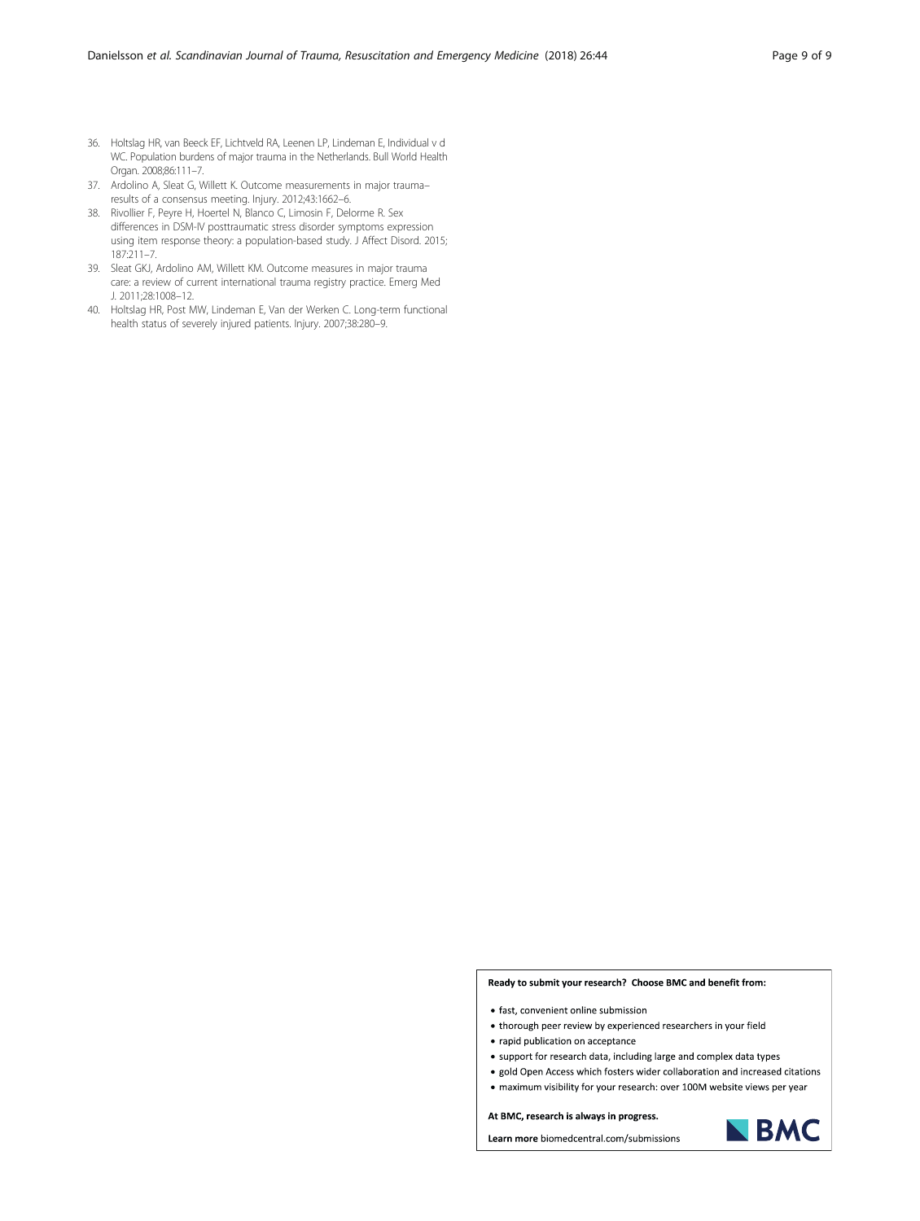36. Holtslag HR, van Beeck EF, Lichtveld RA, Leenen LP, Lindeman E, Individual v d WC. Population burdens of major trauma in the Netherlands. Bull World Health Organ. 2008;86:111–7.
37. Ardolino A, Sleat G, Willett K. Outcome measurements in major trauma–results of a consensus meeting. Injury. 2012;43:1662–6.
38. Rivollier F, Peyre H, Hoertel N, Blanco C, Limosin F, Delorme R. Sex differences in DSM-IV posttraumatic stress disorder symptoms expression using item response theory: a population-based study. J Affect Disord. 2015; 187:211–7.
39. Sleat GKJ, Ardolino AM, Willett KM. Outcome measures in major trauma care: a review of current international trauma registry practice. Emerg Med J. 2011;28:1008–12.
40. Holtslag HR, Post MW, Lindeman E, Van der Werken C. Long-term functional health status of severely injured patients. Injury. 2007;38:280–9.

**Ready to submit your research? Choose BMC and benefit from:**

- fast, convenient online submission
- thorough peer review by experienced researchers in your field
- rapid publication on acceptance
- support for research data, including large and complex data types
- gold Open Access which fosters wider collaboration and increased citations
- maximum visibility for your research: over 100M website views per year

**At BMC, research is always in progress.**

**Learn more** biomedcentral.com/submissions

BMC